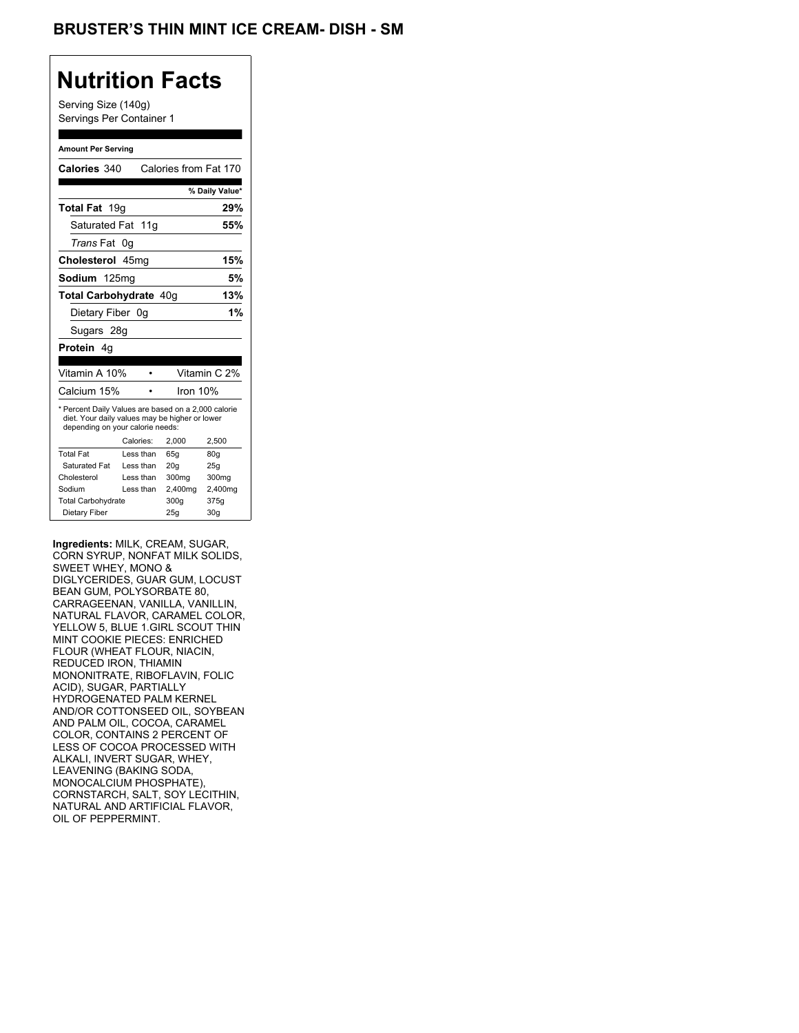# BRUSTER'S THIN MINT ICE CREAM- DISH - SM

## Nutrition Facts

Serving Size (140g)
Servings Per Container 1

**Amount Per Serving**

| **Calories** 340 | Calories from Fat 170 |
|---|---|
| | **% Daily Value*** |
| **Total Fat** 19g | **29%** |
| Saturated Fat 11g | **55%** |
| *Trans* Fat 0g | |
| **Cholesterol** 45mg | **15%** |
| **Sodium** 125mg | **5%** |
| **Total Carbohydrate** 40g | **13%** |
| Dietary Fiber 0g | **1%** |
| Sugars 28g | |
| **Protein** 4g | |

| | | |
|---|---|---|
| Vitamin A 10% | • | Vitamin C 2% |
| Calcium 15% | • | Iron 10% |

* Percent Daily Values are based on a 2,000 calorie diet. Your daily values may be higher or lower depending on your calorie needs:

| | Calories: | 2,000 | 2,500 |
|---|---|---|---|
| Total Fat | Less than | 65g | 80g |
| Saturated Fat | Less than | 20g | 25g |
| Cholesterol | Less than | 300mg | 300mg |
| Sodium | Less than | 2,400mg | 2,400mg |
| Total Carbohydrate | | 300g | 375g |
| Dietary Fiber | | 25g | 30g |

**Ingredients:** MILK, CREAM, SUGAR, CORN SYRUP, NONFAT MILK SOLIDS, SWEET WHEY, MONO & DIGLYCERIDES, GUAR GUM, LOCUST BEAN GUM, POLYSORBATE 80, CARRAGEENAN, VANILLA, VANILLIN, NATURAL FLAVOR, CARAMEL COLOR, YELLOW 5, BLUE 1.GIRL SCOUT THIN MINT COOKIE PIECES: ENRICHED FLOUR (WHEAT FLOUR, NIACIN, REDUCED IRON, THIAMIN MONONITRATE, RIBOFLAVIN, FOLIC ACID), SUGAR, PARTIALLY HYDROGENATED PALM KERNEL AND/OR COTTONSEED OIL, SOYBEAN AND PALM OIL, COCOA, CARAMEL COLOR, CONTAINS 2 PERCENT OF LESS OF COCOA PROCESSED WITH ALKALI, INVERT SUGAR, WHEY, LEAVENING (BAKING SODA, MONOCALCIUM PHOSPHATE), CORNSTARCH, SALT, SOY LECITHIN, NATURAL AND ARTIFICIAL FLAVOR, OIL OF PEPPERMINT.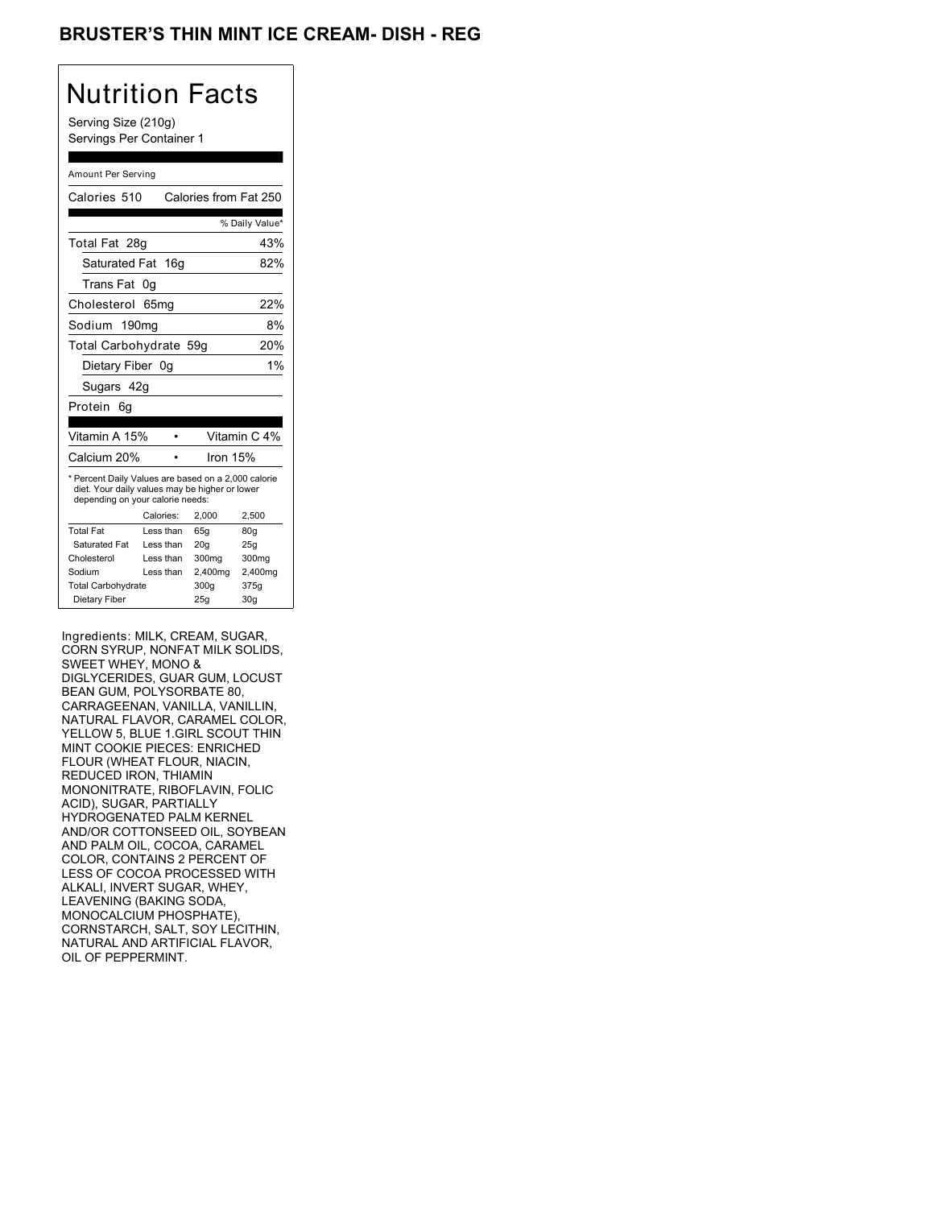## BRUSTER'S THIN MINT ICE CREAM- DISH - REG

# Nutrition Facts

Serving Size (210g)
Servings Per Container 1

Amount Per Serving

| Calories 510 | Calories from Fat 250 |
|---|---|
| | % Daily Value* |
| Total Fat 28g | 43% |
| Saturated Fat 16g | 82% |
| Trans Fat 0g | |
| Cholesterol 65mg | 22% |
| Sodium 190mg | 8% |
| Total Carbohydrate 59g | 20% |
| Dietary Fiber 0g | 1% |
| Sugars 42g | |
| Protein 6g | |

| Vitamin A 15% | Vitamin C 4% |
|---|---|
| Calcium 20% | Iron 15% |

* Percent Daily Values are based on a 2,000 calorie diet. Your daily values may be higher or lower depending on your calorie needs:

| | Calories: | 2,000 | 2,500 |
|---|---|---|---|
| Total Fat | Less than | 65g | 80g |
| Saturated Fat | Less than | 20g | 25g |
| Cholesterol | Less than | 300mg | 300mg |
| Sodium | Less than | 2,400mg | 2,400mg |
| Total Carbohydrate | | 300g | 375g |
| Dietary Fiber | | 25g | 30g |

Ingredients: MILK, CREAM, SUGAR, CORN SYRUP, NONFAT MILK SOLIDS, SWEET WHEY, MONO & DIGLYCERIDES, GUAR GUM, LOCUST BEAN GUM, POLYSORBATE 80, CARRAGEENAN, VANILLA, VANILLIN, NATURAL FLAVOR, CARAMEL COLOR, YELLOW 5, BLUE 1.GIRL SCOUT THIN MINT COOKIE PIECES: ENRICHED FLOUR (WHEAT FLOUR, NIACIN, REDUCED IRON, THIAMIN MONONITRATE, RIBOFLAVIN, FOLIC ACID), SUGAR, PARTIALLY HYDROGENATED PALM KERNEL AND/OR COTTONSEED OIL, SOYBEAN AND PALM OIL, COCOA, CARAMEL COLOR, CONTAINS 2 PERCENT OF LESS OF COCOA PROCESSED WITH ALKALI, INVERT SUGAR, WHEY, LEAVENING (BAKING SODA, MONOCALCIUM PHOSPHATE), CORNSTARCH, SALT, SOY LECITHIN, NATURAL AND ARTIFICIAL FLAVOR, OIL OF PEPPERMINT.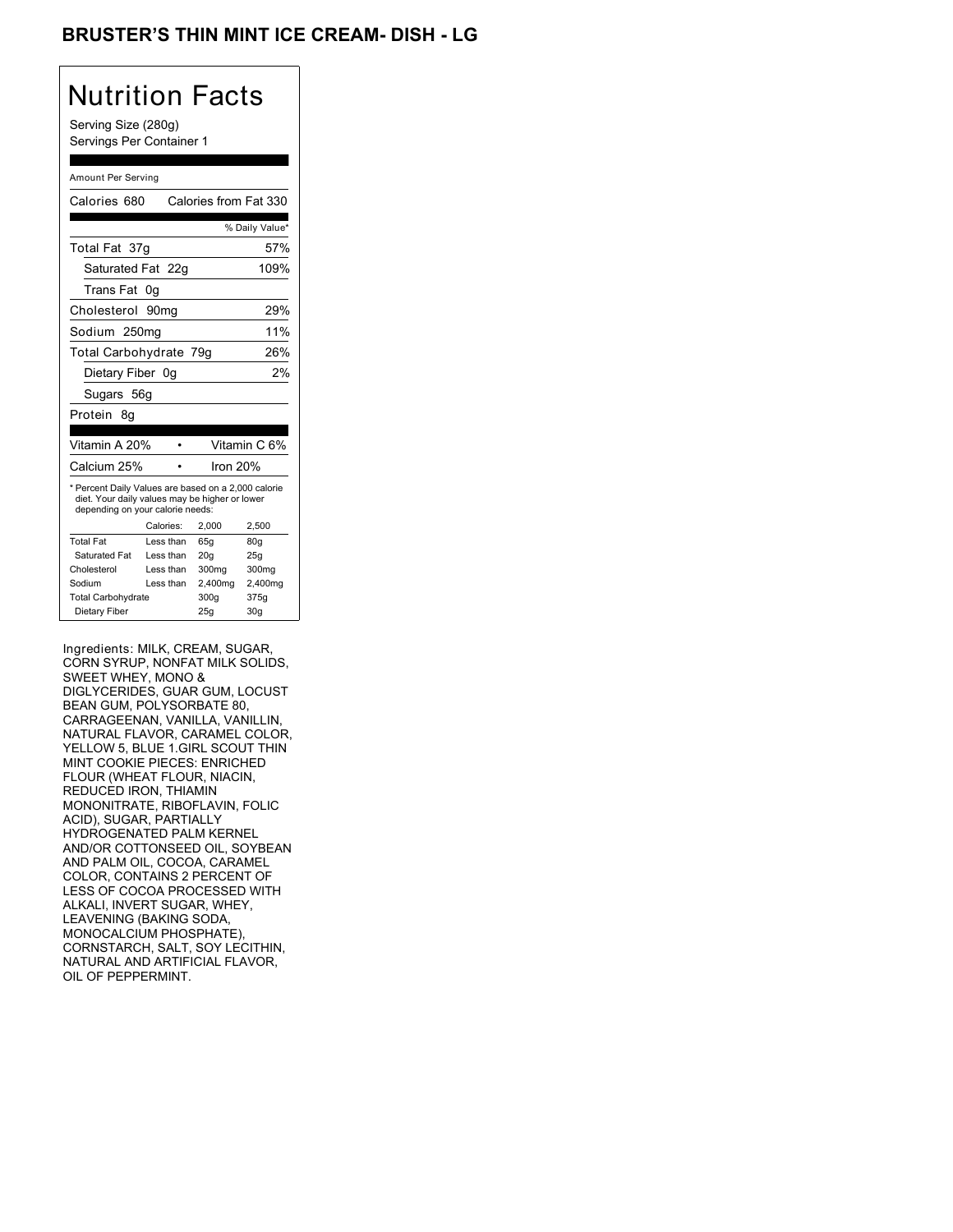# BRUSTER'S THIN MINT ICE CREAM- DISH - LG

## Nutrition Facts

Serving Size (280g)
Servings Per Container 1

Amount Per Serving

| Calories 680 | Calories from Fat 330 |
|---|---|
| | % Daily Value* |
| Total Fat 37g | 57% |
| Saturated Fat 22g | 109% |
| Trans Fat 0g | |
| Cholesterol 90mg | 29% |
| Sodium 250mg | 11% |
| Total Carbohydrate 79g | 26% |
| Dietary Fiber 0g | 2% |
| Sugars 56g | |
| Protein 8g | |

| Vitamin A 20% | Vitamin C 6% |
|---|---|
| Calcium 25% | Iron 20% |

* Percent Daily Values are based on a 2,000 calorie diet. Your daily values may be higher or lower depending on your calorie needs:

| | Calories: | 2,000 | 2,500 |
|---|---|---|---|
| Total Fat | Less than | 65g | 80g |
| Saturated Fat | Less than | 20g | 25g |
| Cholesterol | Less than | 300mg | 300mg |
| Sodium | Less than | 2,400mg | 2,400mg |
| Total Carbohydrate | | 300g | 375g |
| Dietary Fiber | | 25g | 30g |

Ingredients: MILK, CREAM, SUGAR, CORN SYRUP, NONFAT MILK SOLIDS, SWEET WHEY, MONO & DIGLYCERIDES, GUAR GUM, LOCUST BEAN GUM, POLYSORBATE 80, CARRAGEENAN, VANILLA, VANILLIN, NATURAL FLAVOR, CARAMEL COLOR, YELLOW 5, BLUE 1.GIRL SCOUT THIN MINT COOKIE PIECES: ENRICHED FLOUR (WHEAT FLOUR, NIACIN, REDUCED IRON, THIAMIN MONONITRATE, RIBOFLAVIN, FOLIC ACID), SUGAR, PARTIALLY HYDROGENATED PALM KERNEL AND/OR COTTONSEED OIL, SOYBEAN AND PALM OIL, COCOA, CARAMEL COLOR, CONTAINS 2 PERCENT OF LESS OF COCOA PROCESSED WITH ALKALI, INVERT SUGAR, WHEY, LEAVENING (BAKING SODA, MONOCALCIUM PHOSPHATE), CORNSTARCH, SALT, SOY LECITHIN, NATURAL AND ARTIFICIAL FLAVOR, OIL OF PEPPERMINT.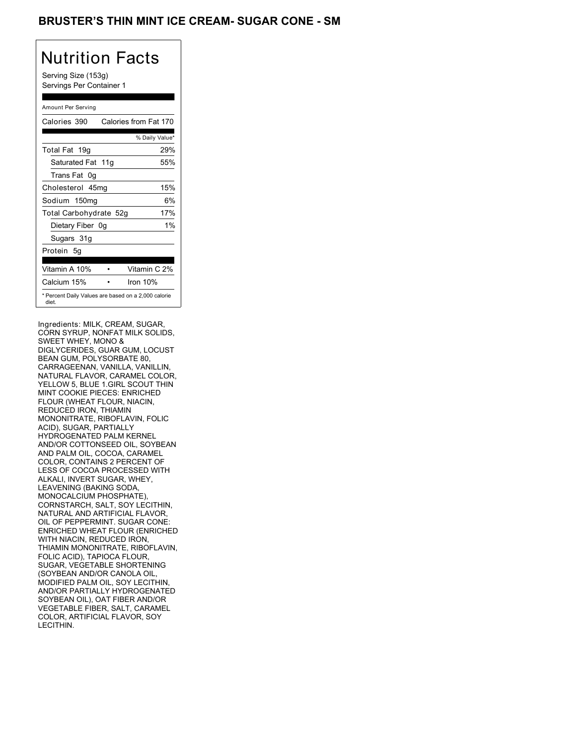# BRUSTER'S THIN MINT ICE CREAM- SUGAR CONE - SM

## Nutrition Facts

Serving Size (153g)
Servings Per Container 1

Amount Per Serving

| Calories 390 | Calories from Fat 170 |
|---|---|
| | % Daily Value* |
| Total Fat 19g | 29% |
| Saturated Fat 11g | 55% |
| Trans Fat 0g | |
| Cholesterol 45mg | 15% |
| Sodium 150mg | 6% |
| Total Carbohydrate 52g | 17% |
| Dietary Fiber 0g | 1% |
| Sugars 31g | |
| Protein 5g | |

| Vitamin A 10% | • | Vitamin C 2% |
|---|---|---|
| Calcium 15% | • | Iron 10% |

* Percent Daily Values are based on a 2,000 calorie diet.

Ingredients: MILK, CREAM, SUGAR, CORN SYRUP, NONFAT MILK SOLIDS, SWEET WHEY, MONO & DIGLYCERIDES, GUAR GUM, LOCUST BEAN GUM, POLYSORBATE 80, CARRAGEENAN, VANILLA, VANILLIN, NATURAL FLAVOR, CARAMEL COLOR, YELLOW 5, BLUE 1.GIRL SCOUT THIN MINT COOKIE PIECES: ENRICHED FLOUR (WHEAT FLOUR, NIACIN, REDUCED IRON, THIAMIN MONONITRATE, RIBOFLAVIN, FOLIC ACID), SUGAR, PARTIALLY HYDROGENATED PALM KERNEL AND/OR COTTONSEED OIL, SOYBEAN AND PALM OIL, COCOA, CARAMEL COLOR, CONTAINS 2 PERCENT OF LESS OF COCOA PROCESSED WITH ALKALI, INVERT SUGAR, WHEY, LEAVENING (BAKING SODA, MONOCALCIUM PHOSPHATE), CORNSTARCH, SALT, SOY LECITHIN, NATURAL AND ARTIFICIAL FLAVOR, OIL OF PEPPERMINT. SUGAR CONE: ENRICHED WHEAT FLOUR (ENRICHED WITH NIACIN, REDUCED IRON, THIAMIN MONONITRATE, RIBOFLAVIN, FOLIC ACID), TAPIOCA FLOUR, SUGAR, VEGETABLE SHORTENING (SOYBEAN AND/OR CANOLA OIL, MODIFIED PALM OIL, SOY LECITHIN, AND/OR PARTIALLY HYDROGENATED SOYBEAN OIL), OAT FIBER AND/OR VEGETABLE FIBER, SALT, CARAMEL COLOR, ARTIFICIAL FLAVOR, SOY LECITHIN.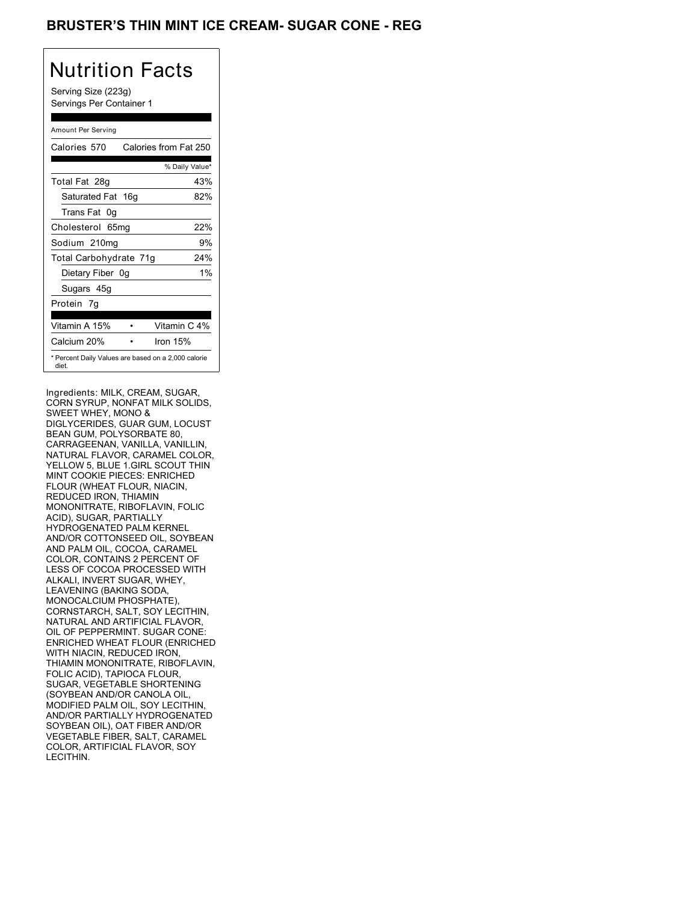# BRUSTER'S THIN MINT ICE CREAM- SUGAR CONE - REG

## Nutrition Facts

Serving Size (223g)
Servings Per Container 1

| Amount Per Serving | |
|---|---|
| Calories 570 | Calories from Fat 250 |
| | % Daily Value* |
| Total Fat 28g | 43% |
| Saturated Fat 16g | 82% |
| Trans Fat 0g | |
| Cholesterol 65mg | 22% |
| Sodium 210mg | 9% |
| Total Carbohydrate 71g | 24% |
| Dietary Fiber 0g | 1% |
| Sugars 45g | |
| Protein 7g | |
| Vitamin A 15% | Vitamin C 4% |
| Calcium 20% | Iron 15% |

* Percent Daily Values are based on a 2,000 calorie diet.

Ingredients: MILK, CREAM, SUGAR, CORN SYRUP, NONFAT MILK SOLIDS, SWEET WHEY, MONO & DIGLYCERIDES, GUAR GUM, LOCUST BEAN GUM, POLYSORBATE 80, CARRAGEENAN, VANILLA, VANILLIN, NATURAL FLAVOR, CARAMEL COLOR, YELLOW 5, BLUE 1.GIRL SCOUT THIN MINT COOKIE PIECES: ENRICHED FLOUR (WHEAT FLOUR, NIACIN, REDUCED IRON, THIAMIN MONONITRATE, RIBOFLAVIN, FOLIC ACID), SUGAR, PARTIALLY HYDROGENATED PALM KERNEL AND/OR COTTONSEED OIL, SOYBEAN AND PALM OIL, COCOA, CARAMEL COLOR, CONTAINS 2 PERCENT OF LESS OF COCOA PROCESSED WITH ALKALI, INVERT SUGAR, WHEY, LEAVENING (BAKING SODA, MONOCALCIUM PHOSPHATE), CORNSTARCH, SALT, SOY LECITHIN, NATURAL AND ARTIFICIAL FLAVOR, OIL OF PEPPERMINT. SUGAR CONE: ENRICHED WHEAT FLOUR (ENRICHED WITH NIACIN, REDUCED IRON, THIAMIN MONONITRATE, RIBOFLAVIN, FOLIC ACID), TAPIOCA FLOUR, SUGAR, VEGETABLE SHORTENING (SOYBEAN AND/OR CANOLA OIL, MODIFIED PALM OIL, SOY LECITHIN, AND/OR PARTIALLY HYDROGENATED SOYBEAN OIL), OAT FIBER AND/OR VEGETABLE FIBER, SALT, CARAMEL COLOR, ARTIFICIAL FLAVOR, SOY LECITHIN.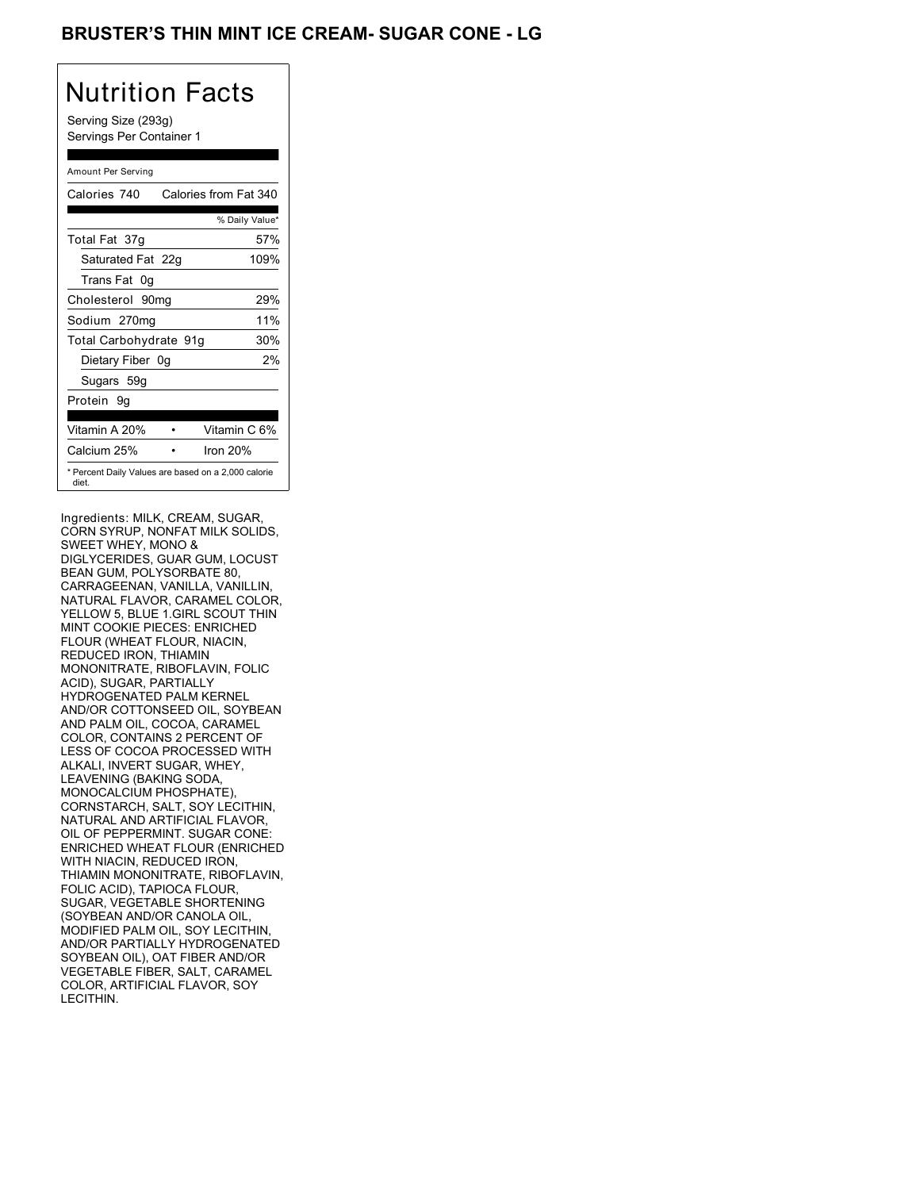## BRUSTER'S THIN MINT ICE CREAM- SUGAR CONE - LG

# Nutrition Facts

Serving Size (293g)
Servings Per Container 1

Amount Per Serving

| Calories 740 | Calories from Fat 340 |
|---|---|
| | % Daily Value* |
| Total Fat 37g | 57% |
| Saturated Fat 22g | 109% |
| Trans Fat 0g | |
| Cholesterol 90mg | 29% |
| Sodium 270mg | 11% |
| Total Carbohydrate 91g | 30% |
| Dietary Fiber 0g | 2% |
| Sugars 59g | |
| Protein 9g | |

| Vitamin A 20% | • | Vitamin C 6% |
|---|---|---|
| Calcium 25% | • | Iron 20% |

* Percent Daily Values are based on a 2,000 calorie diet.

Ingredients: MILK, CREAM, SUGAR, CORN SYRUP, NONFAT MILK SOLIDS, SWEET WHEY, MONO & DIGLYCERIDES, GUAR GUM, LOCUST BEAN GUM, POLYSORBATE 80, CARRAGEENAN, VANILLA, VANILLIN, NATURAL FLAVOR, CARAMEL COLOR, YELLOW 5, BLUE 1.GIRL SCOUT THIN MINT COOKIE PIECES: ENRICHED FLOUR (WHEAT FLOUR, NIACIN, REDUCED IRON, THIAMIN MONONITRATE, RIBOFLAVIN, FOLIC ACID), SUGAR, PARTIALLY HYDROGENATED PALM KERNEL AND/OR COTTONSEED OIL, SOYBEAN AND PALM OIL, COCOA, CARAMEL COLOR, CONTAINS 2 PERCENT OF LESS OF COCOA PROCESSED WITH ALKALI, INVERT SUGAR, WHEY, LEAVENING (BAKING SODA, MONOCALCIUM PHOSPHATE), CORNSTARCH, SALT, SOY LECITHIN, NATURAL AND ARTIFICIAL FLAVOR, OIL OF PEPPERMINT. SUGAR CONE: ENRICHED WHEAT FLOUR (ENRICHED WITH NIACIN, REDUCED IRON, THIAMIN MONONITRATE, RIBOFLAVIN, FOLIC ACID), TAPIOCA FLOUR, SUGAR, VEGETABLE SHORTENING (SOYBEAN AND/OR CANOLA OIL, MODIFIED PALM OIL, SOY LECITHIN, AND/OR PARTIALLY HYDROGENATED SOYBEAN OIL), OAT FIBER AND/OR VEGETABLE FIBER, SALT, CARAMEL COLOR, ARTIFICIAL FLAVOR, SOY LECITHIN.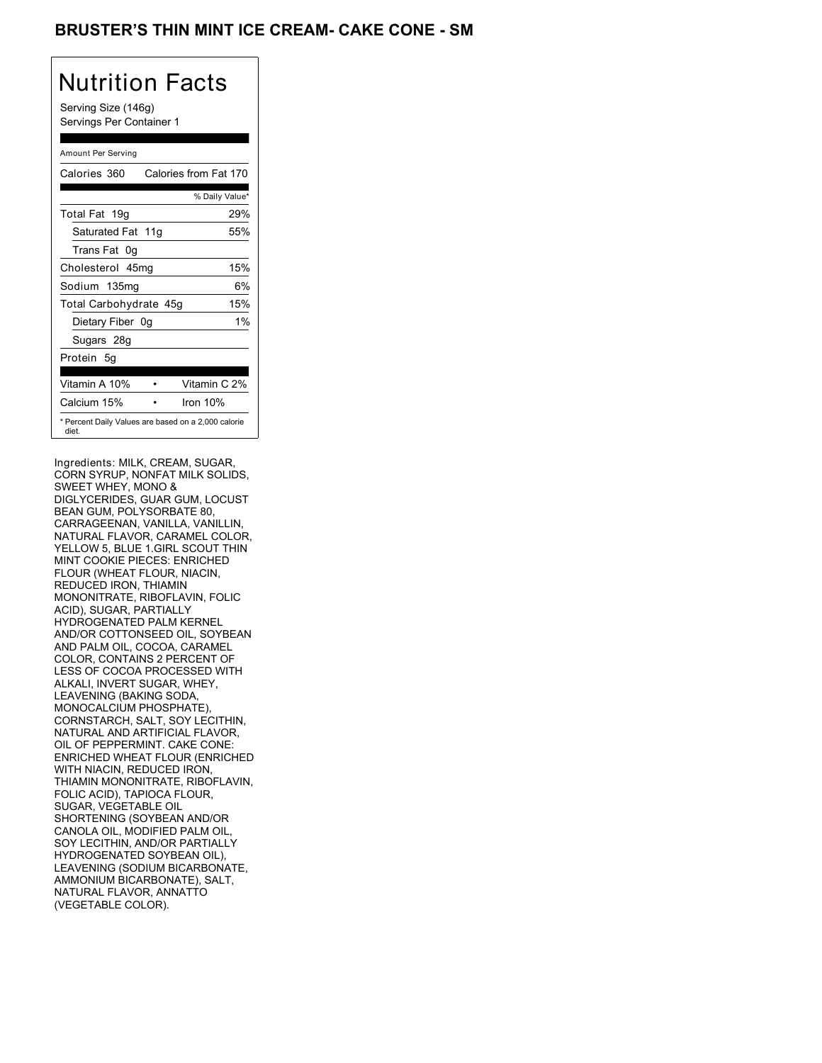# BRUSTER'S THIN MINT ICE CREAM- CAKE CONE - SM

## Nutrition Facts

Serving Size (146g)
Servings Per Container 1

| Amount Per Serving | |
|---|---|
| Calories 360 | Calories from Fat 170 |
| | % Daily Value* |
| Total Fat 19g | 29% |
| Saturated Fat 11g | 55% |
| Trans Fat 0g | |
| Cholesterol 45mg | 15% |
| Sodium 135mg | 6% |
| Total Carbohydrate 45g | 15% |
| Dietary Fiber 0g | 1% |
| Sugars 28g | |
| Protein 5g | |
| Vitamin A 10% | Vitamin C 2% |
| Calcium 15% | Iron 10% |

* Percent Daily Values are based on a 2,000 calorie diet.

Ingredients: MILK, CREAM, SUGAR, CORN SYRUP, NONFAT MILK SOLIDS, SWEET WHEY, MONO & DIGLYCERIDES, GUAR GUM, LOCUST BEAN GUM, POLYSORBATE 80, CARRAGEENAN, VANILLA, VANILLIN, NATURAL FLAVOR, CARAMEL COLOR, YELLOW 5, BLUE 1.GIRL SCOUT THIN MINT COOKIE PIECES: ENRICHED FLOUR (WHEAT FLOUR, NIACIN, REDUCED IRON, THIAMIN MONONITRATE, RIBOFLAVIN, FOLIC ACID), SUGAR, PARTIALLY HYDROGENATED PALM KERNEL AND/OR COTTONSEED OIL, SOYBEAN AND PALM OIL, COCOA, CARAMEL COLOR, CONTAINS 2 PERCENT OF LESS OF COCOA PROCESSED WITH ALKALI, INVERT SUGAR, WHEY, LEAVENING (BAKING SODA, MONOCALCIUM PHOSPHATE), CORNSTARCH, SALT, SOY LECITHIN, NATURAL AND ARTIFICIAL FLAVOR, OIL OF PEPPERMINT. CAKE CONE: ENRICHED WHEAT FLOUR (ENRICHED WITH NIACIN, REDUCED IRON, THIAMIN MONONITRATE, RIBOFLAVIN, FOLIC ACID), TAPIOCA FLOUR, SUGAR, VEGETABLE OIL SHORTENING (SOYBEAN AND/OR CANOLA OIL, MODIFIED PALM OIL, SOY LECITHIN, AND/OR PARTIALLY HYDROGENATED SOYBEAN OIL), LEAVENING (SODIUM BICARBONATE, AMMONIUM BICARBONATE), SALT, NATURAL FLAVOR, ANNATTO (VEGETABLE COLOR).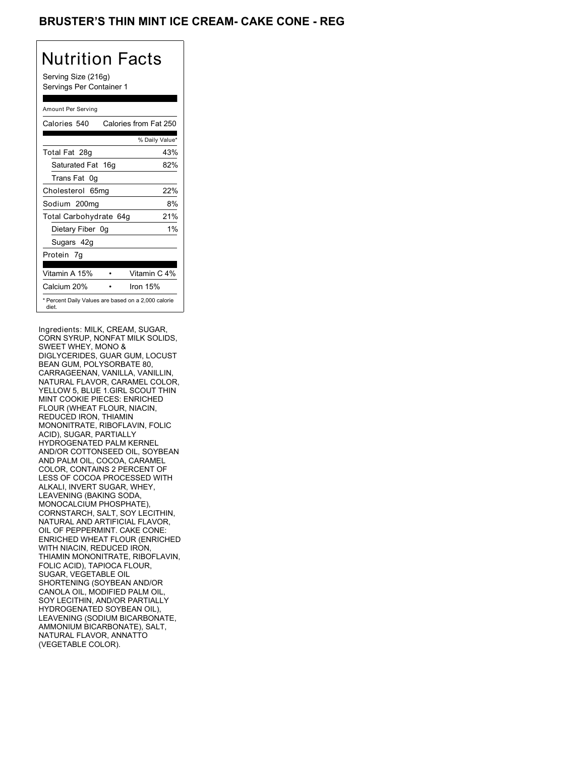# BRUSTER'S THIN MINT ICE CREAM- CAKE CONE - REG

## Nutrition Facts

Serving Size (216g)
Servings Per Container 1

| Amount Per Serving | |
|---|---|
| Calories 540 | Calories from Fat 250 |
| | % Daily Value* |
| Total Fat 28g | 43% |
| Saturated Fat 16g | 82% |
| Trans Fat 0g | |
| Cholesterol 65mg | 22% |
| Sodium 200mg | 8% |
| Total Carbohydrate 64g | 21% |
| Dietary Fiber 0g | 1% |
| Sugars 42g | |
| Protein 7g | |
| Vitamin A 15% | Vitamin C 4% |
| Calcium 20% | Iron 15% |

* Percent Daily Values are based on a 2,000 calorie diet.

Ingredients: MILK, CREAM, SUGAR, CORN SYRUP, NONFAT MILK SOLIDS, SWEET WHEY, MONO & DIGLYCERIDES, GUAR GUM, LOCUST BEAN GUM, POLYSORBATE 80, CARRAGEENAN, VANILLA, VANILLIN, NATURAL FLAVOR, CARAMEL COLOR, YELLOW 5, BLUE 1.GIRL SCOUT THIN MINT COOKIE PIECES: ENRICHED FLOUR (WHEAT FLOUR, NIACIN, REDUCED IRON, THIAMIN MONONITRATE, RIBOFLAVIN, FOLIC ACID), SUGAR, PARTIALLY HYDROGENATED PALM KERNEL AND/OR COTTONSEED OIL, SOYBEAN AND PALM OIL, COCOA, CARAMEL COLOR, CONTAINS 2 PERCENT OF LESS OF COCOA PROCESSED WITH ALKALI, INVERT SUGAR, WHEY, LEAVENING (BAKING SODA, MONOCALCIUM PHOSPHATE), CORNSTARCH, SALT, SOY LECITHIN, NATURAL AND ARTIFICIAL FLAVOR, OIL OF PEPPERMINT. CAKE CONE: ENRICHED WHEAT FLOUR (ENRICHED WITH NIACIN, REDUCED IRON, THIAMIN MONONITRATE, RIBOFLAVIN, FOLIC ACID), TAPIOCA FLOUR, SUGAR, VEGETABLE OIL SHORTENING (SOYBEAN AND/OR CANOLA OIL, MODIFIED PALM OIL, SOY LECITHIN, AND/OR PARTIALLY HYDROGENATED SOYBEAN OIL), LEAVENING (SODIUM BICARBONATE, AMMONIUM BICARBONATE), SALT, NATURAL FLAVOR, ANNATTO (VEGETABLE COLOR).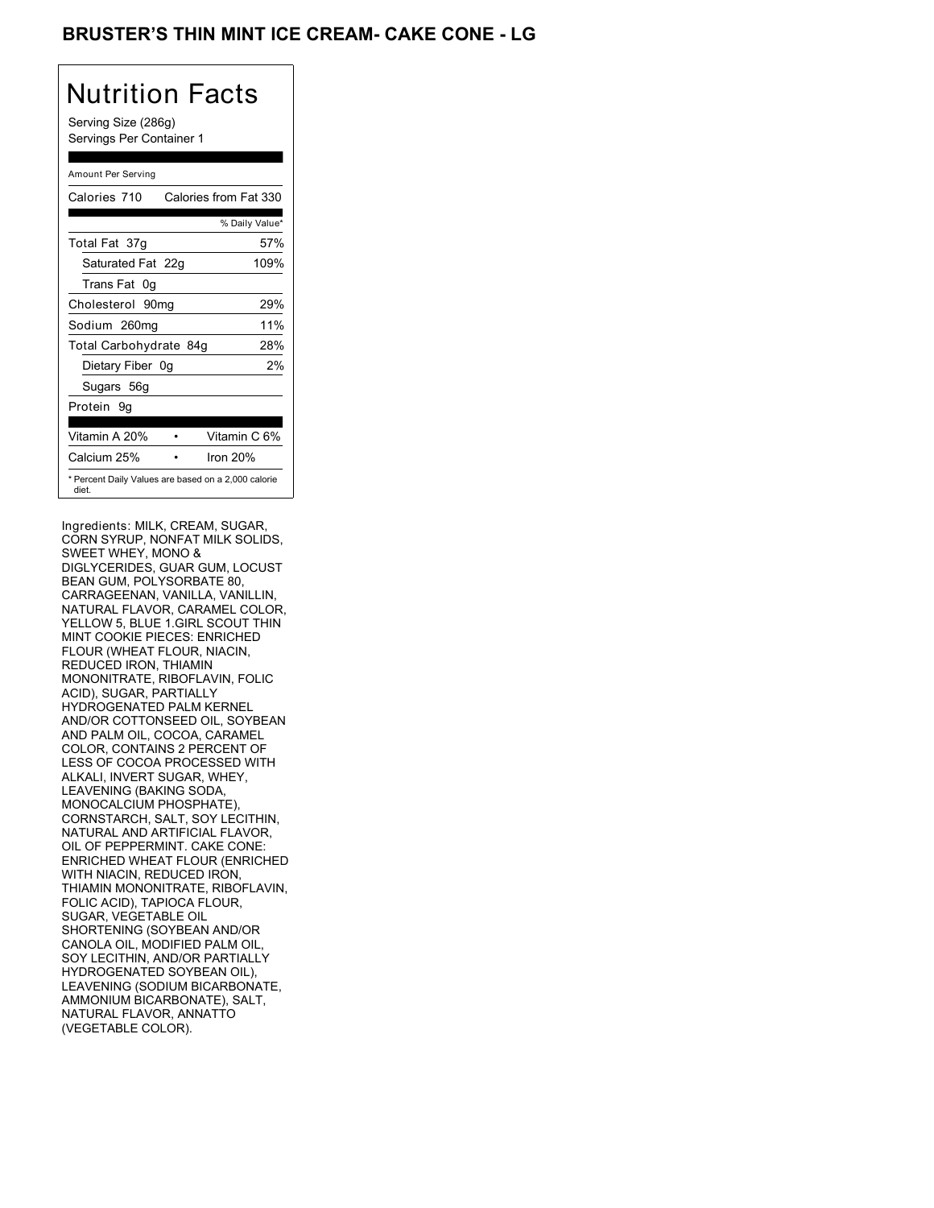# BRUSTER'S THIN MINT ICE CREAM- CAKE CONE - LG

## Nutrition Facts

Serving Size (286g)
Servings Per Container 1

| Amount Per Serving | |
|---|---|
| Calories 710 | Calories from Fat 330 |
| | % Daily Value* |
| Total Fat 37g | 57% |
| Saturated Fat 22g | 109% |
| Trans Fat 0g | |
| Cholesterol 90mg | 29% |
| Sodium 260mg | 11% |
| Total Carbohydrate 84g | 28% |
| Dietary Fiber 0g | 2% |
| Sugars 56g | |
| Protein 9g | |
| Vitamin A 20% | Vitamin C 6% |
| Calcium 25% | Iron 20% |

* Percent Daily Values are based on a 2,000 calorie diet.

Ingredients: MILK, CREAM, SUGAR, CORN SYRUP, NONFAT MILK SOLIDS, SWEET WHEY, MONO & DIGLYCERIDES, GUAR GUM, LOCUST BEAN GUM, POLYSORBATE 80, CARRAGEENAN, VANILLA, VANILLIN, NATURAL FLAVOR, CARAMEL COLOR, YELLOW 5, BLUE 1.GIRL SCOUT THIN MINT COOKIE PIECES: ENRICHED FLOUR (WHEAT FLOUR, NIACIN, REDUCED IRON, THIAMIN MONONITRATE, RIBOFLAVIN, FOLIC ACID), SUGAR, PARTIALLY HYDROGENATED PALM KERNEL AND/OR COTTONSEED OIL, SOYBEAN AND PALM OIL, COCOA, CARAMEL COLOR, CONTAINS 2 PERCENT OF LESS OF COCOA PROCESSED WITH ALKALI, INVERT SUGAR, WHEY, LEAVENING (BAKING SODA, MONOCALCIUM PHOSPHATE), CORNSTARCH, SALT, SOY LECITHIN, NATURAL AND ARTIFICIAL FLAVOR, OIL OF PEPPERMINT. CAKE CONE: ENRICHED WHEAT FLOUR (ENRICHED WITH NIACIN, REDUCED IRON, THIAMIN MONONITRATE, RIBOFLAVIN, FOLIC ACID), TAPIOCA FLOUR, SUGAR, VEGETABLE OIL SHORTENING (SOYBEAN AND/OR CANOLA OIL, MODIFIED PALM OIL, SOY LECITHIN, AND/OR PARTIALLY HYDROGENATED SOYBEAN OIL), LEAVENING (SODIUM BICARBONATE, AMMONIUM BICARBONATE), SALT, NATURAL FLAVOR, ANNATTO (VEGETABLE COLOR).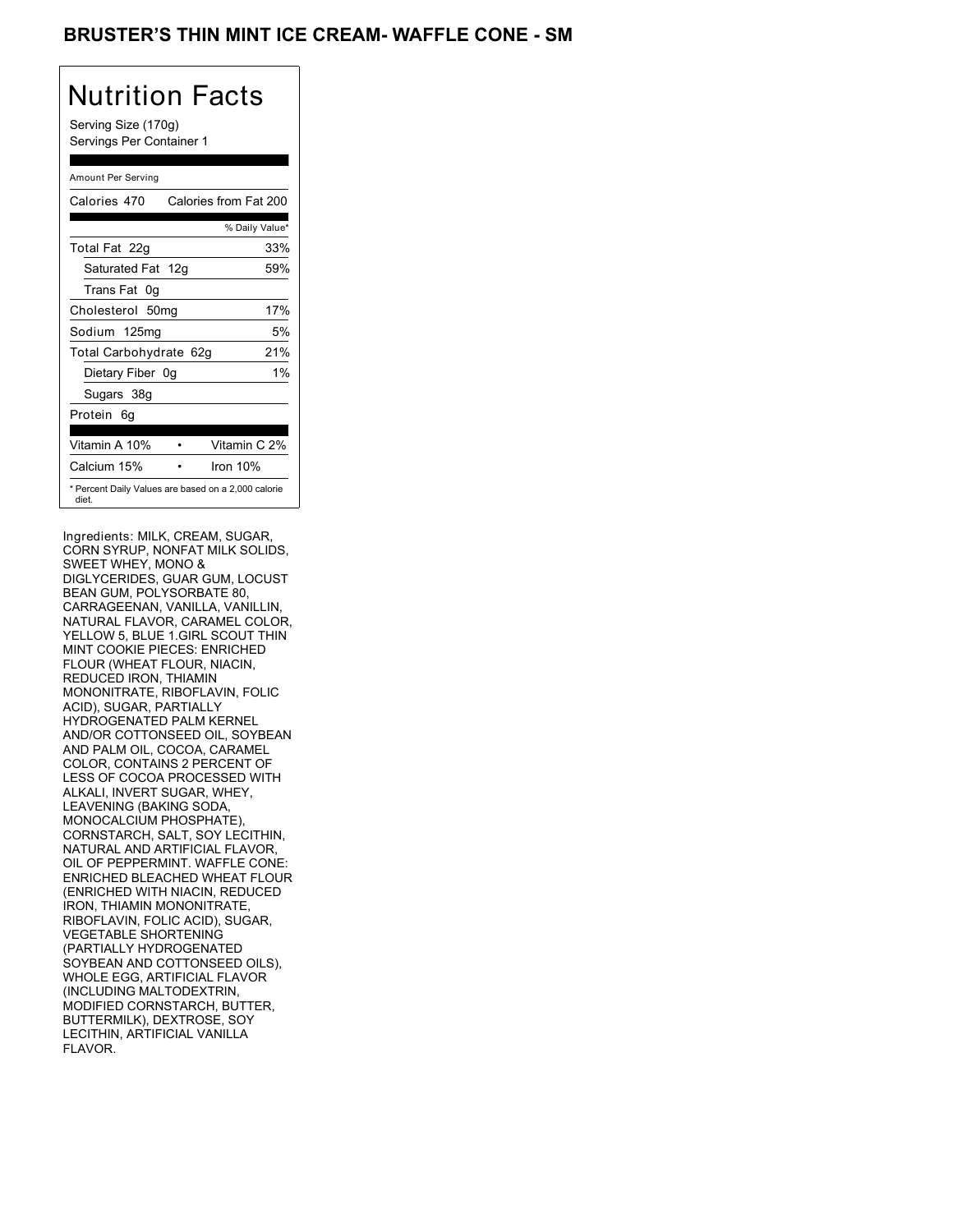# BRUSTER'S THIN MINT ICE CREAM- WAFFLE CONE - SM

## Nutrition Facts

Serving Size (170g)
Servings Per Container 1

Amount Per Serving

| Calories 470 | Calories from Fat 200 |
|---|---|
| | % Daily Value* |
| Total Fat 22g | 33% |
| Saturated Fat 12g | 59% |
| Trans Fat 0g | |
| Cholesterol 50mg | 17% |
| Sodium 125mg | 5% |
| Total Carbohydrate 62g | 21% |
| Dietary Fiber 0g | 1% |
| Sugars 38g | |
| Protein 6g | |

| Vitamin A 10% | • | Vitamin C 2% |
|---|---|---|
| Calcium 15% | • | Iron 10% |

* Percent Daily Values are based on a 2,000 calorie diet.

Ingredients: MILK, CREAM, SUGAR, CORN SYRUP, NONFAT MILK SOLIDS, SWEET WHEY, MONO & DIGLYCERIDES, GUAR GUM, LOCUST BEAN GUM, POLYSORBATE 80, CARRAGEENAN, VANILLA, VANILLIN, NATURAL FLAVOR, CARAMEL COLOR, YELLOW 5, BLUE 1.GIRL SCOUT THIN MINT COOKIE PIECES: ENRICHED FLOUR (WHEAT FLOUR, NIACIN, REDUCED IRON, THIAMIN MONONITRATE, RIBOFLAVIN, FOLIC ACID), SUGAR, PARTIALLY HYDROGENATED PALM KERNEL AND/OR COTTONSEED OIL, SOYBEAN AND PALM OIL, COCOA, CARAMEL COLOR, CONTAINS 2 PERCENT OF LESS OF COCOA PROCESSED WITH ALKALI, INVERT SUGAR, WHEY, LEAVENING (BAKING SODA, MONOCALCIUM PHOSPHATE), CORNSTARCH, SALT, SOY LECITHIN, NATURAL AND ARTIFICIAL FLAVOR, OIL OF PEPPERMINT. WAFFLE CONE: ENRICHED BLEACHED WHEAT FLOUR (ENRICHED WITH NIACIN, REDUCED IRON, THIAMIN MONONITRATE, RIBOFLAVIN, FOLIC ACID), SUGAR, VEGETABLE SHORTENING (PARTIALLY HYDROGENATED SOYBEAN AND COTTONSEED OILS), WHOLE EGG, ARTIFICIAL FLAVOR (INCLUDING MALTODEXTRIN, MODIFIED CORNSTARCH, BUTTER, BUTTERMILK), DEXTROSE, SOY LECITHIN, ARTIFICIAL VANILLA FLAVOR.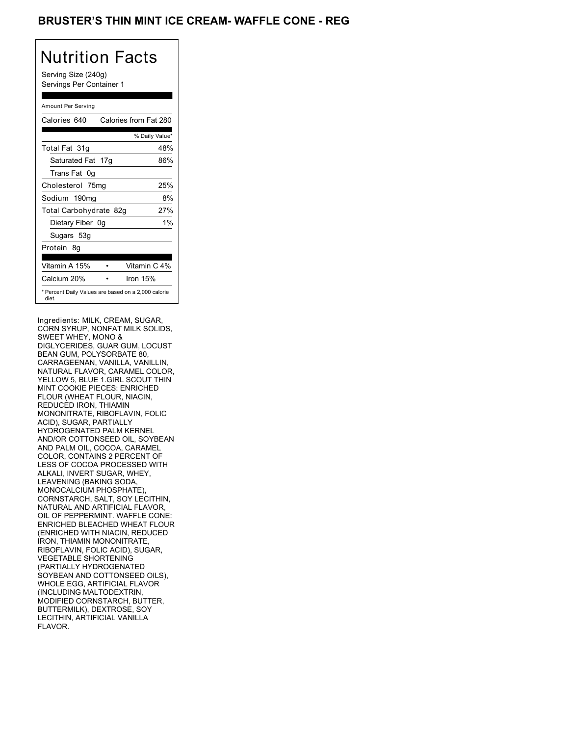# BRUSTER'S THIN MINT ICE CREAM- WAFFLE CONE - REG

## Nutrition Facts

Serving Size (240g)
Servings Per Container 1

Amount Per Serving

| Calories 640 | Calories from Fat 280 |
|---|---|
| | % Daily Value* |
| Total Fat 31g | 48% |
| Saturated Fat 17g | 86% |
| Trans Fat 0g | |
| Cholesterol 75mg | 25% |
| Sodium 190mg | 8% |
| Total Carbohydrate 82g | 27% |
| Dietary Fiber 0g | 1% |
| Sugars 53g | |
| Protein 8g | |
| Vitamin A 15% | Vitamin C 4% |
| Calcium 20% | Iron 15% |

* Percent Daily Values are based on a 2,000 calorie diet.

Ingredients: MILK, CREAM, SUGAR, CORN SYRUP, NONFAT MILK SOLIDS, SWEET WHEY, MONO & DIGLYCERIDES, GUAR GUM, LOCUST BEAN GUM, POLYSORBATE 80, CARRAGEENAN, VANILLA, VANILLIN, NATURAL FLAVOR, CARAMEL COLOR, YELLOW 5, BLUE 1.GIRL SCOUT THIN MINT COOKIE PIECES: ENRICHED FLOUR (WHEAT FLOUR, NIACIN, REDUCED IRON, THIAMIN MONONITRATE, RIBOFLAVIN, FOLIC ACID), SUGAR, PARTIALLY HYDROGENATED PALM KERNEL AND/OR COTTONSEED OIL, SOYBEAN AND PALM OIL, COCOA, CARAMEL COLOR, CONTAINS 2 PERCENT OF LESS OF COCOA PROCESSED WITH ALKALI, INVERT SUGAR, WHEY, LEAVENING (BAKING SODA, MONOCALCIUM PHOSPHATE), CORNSTARCH, SALT, SOY LECITHIN, NATURAL AND ARTIFICIAL FLAVOR, OIL OF PEPPERMINT. WAFFLE CONE: ENRICHED BLEACHED WHEAT FLOUR (ENRICHED WITH NIACIN, REDUCED IRON, THIAMIN MONONITRATE, RIBOFLAVIN, FOLIC ACID), SUGAR, VEGETABLE SHORTENING (PARTIALLY HYDROGENATED SOYBEAN AND COTTONSEED OILS), WHOLE EGG, ARTIFICIAL FLAVOR (INCLUDING MALTODEXTRIN, MODIFIED CORNSTARCH, BUTTER, BUTTERMILK), DEXTROSE, SOY LECITHIN, ARTIFICIAL VANILLA FLAVOR.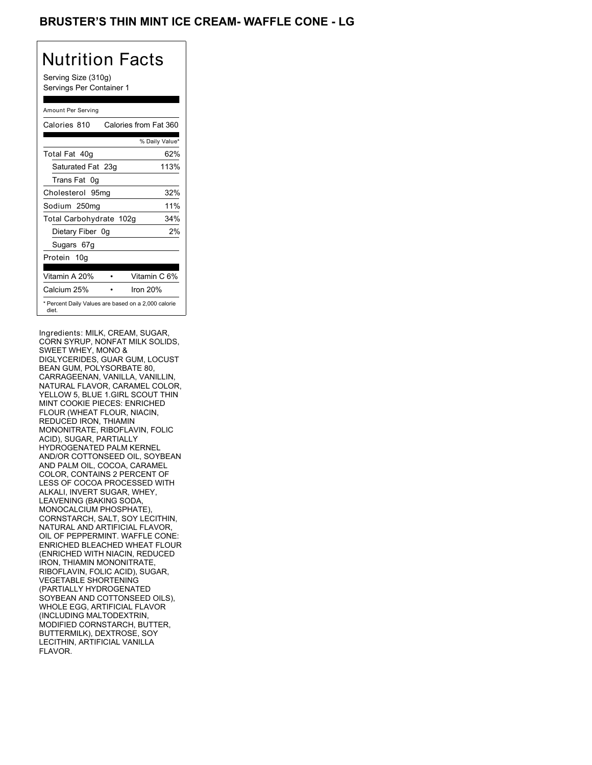# BRUSTER'S THIN MINT ICE CREAM- WAFFLE CONE - LG

## Nutrition Facts

Serving Size (310g)
Servings Per Container 1

| | |
|---|---|
| Amount Per Serving | |
| Calories 810 | Calories from Fat 360 |
| | % Daily Value* |
| Total Fat 40g | 62% |
| Saturated Fat 23g | 113% |
| Trans Fat 0g | |
| Cholesterol 95mg | 32% |
| Sodium 250mg | 11% |
| Total Carbohydrate 102g | 34% |
| Dietary Fiber 0g | 2% |
| Sugars 67g | |
| Protein 10g | |
| Vitamin A 20% | Vitamin C 6% |
| Calcium 25% | Iron 20% |

\* Percent Daily Values are based on a 2,000 calorie diet.

Ingredients: MILK, CREAM, SUGAR, CORN SYRUP, NONFAT MILK SOLIDS, SWEET WHEY, MONO & DIGLYCERIDES, GUAR GUM, LOCUST BEAN GUM, POLYSORBATE 80, CARRAGEENAN, VANILLA, VANILLIN, NATURAL FLAVOR, CARAMEL COLOR, YELLOW 5, BLUE 1.GIRL SCOUT THIN MINT COOKIE PIECES: ENRICHED FLOUR (WHEAT FLOUR, NIACIN, REDUCED IRON, THIAMIN MONONITRATE, RIBOFLAVIN, FOLIC ACID), SUGAR, PARTIALLY HYDROGENATED PALM KERNEL AND/OR COTTONSEED OIL, SOYBEAN AND PALM OIL, COCOA, CARAMEL COLOR, CONTAINS 2 PERCENT OF LESS OF COCOA PROCESSED WITH ALKALI, INVERT SUGAR, WHEY, LEAVENING (BAKING SODA, MONOCALCIUM PHOSPHATE), CORNSTARCH, SALT, SOY LECITHIN, NATURAL AND ARTIFICIAL FLAVOR, OIL OF PEPPERMINT. WAFFLE CONE: ENRICHED BLEACHED WHEAT FLOUR (ENRICHED WITH NIACIN, REDUCED IRON, THIAMIN MONONITRATE, RIBOFLAVIN, FOLIC ACID), SUGAR, VEGETABLE SHORTENING (PARTIALLY HYDROGENATED SOYBEAN AND COTTONSEED OILS), WHOLE EGG, ARTIFICIAL FLAVOR (INCLUDING MALTODEXTRIN, MODIFIED CORNSTARCH, BUTTER, BUTTERMILK), DEXTROSE, SOY LECITHIN, ARTIFICIAL VANILLA FLAVOR.